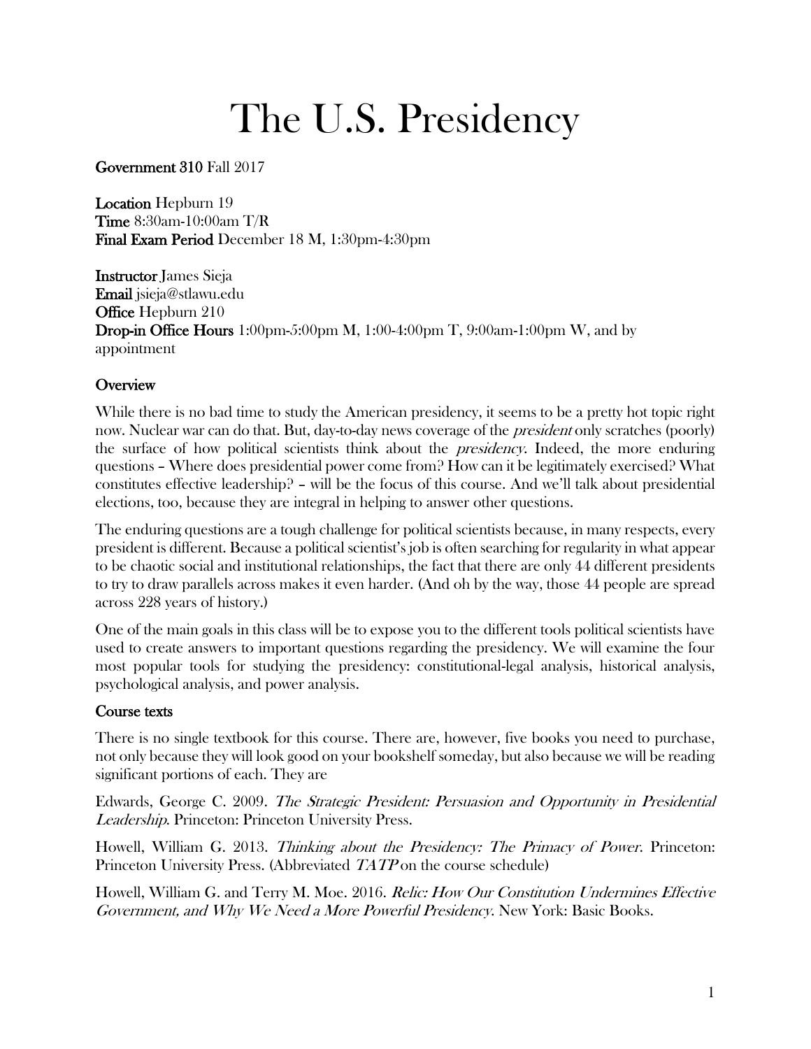# The U.S. Presidency

**Government 310** Fall 2017

**Location** Hepburn 19
**Time** 8:30am-10:00am T/R
**Final Exam Period** December 18 M, 1:30pm-4:30pm

**Instructor** James Sieja
**Email** jsieja@stlawu.edu
**Office** Hepburn 210
**Drop-in Office Hours** 1:00pm-5:00pm M, 1:00-4:00pm T, 9:00am-1:00pm W, and by appointment

## Overview

While there is no bad time to study the American presidency, it seems to be a pretty hot topic right now. Nuclear war can do that. But, day-to-day news coverage of the *president* only scratches (poorly) the surface of how political scientists think about the *presidency*. Indeed, the more enduring questions – Where does presidential power come from? How can it be legitimately exercised? What constitutes effective leadership? – will be the focus of this course. And we'll talk about presidential elections, too, because they are integral in helping to answer other questions.

The enduring questions are a tough challenge for political scientists because, in many respects, every president is different. Because a political scientist's job is often searching for regularity in what appear to be chaotic social and institutional relationships, the fact that there are only 44 different presidents to try to draw parallels across makes it even harder. (And oh by the way, those 44 people are spread across 228 years of history.)

One of the main goals in this class will be to expose you to the different tools political scientists have used to create answers to important questions regarding the presidency. We will examine the four most popular tools for studying the presidency: constitutional-legal analysis, historical analysis, psychological analysis, and power analysis.

## Course texts

There is no single textbook for this course. There are, however, five books you need to purchase, not only because they will look good on your bookshelf someday, but also because we will be reading significant portions of each. They are

Edwards, George C. 2009. *The Strategic President: Persuasion and Opportunity in Presidential Leadership*. Princeton: Princeton University Press.

Howell, William G. 2013. *Thinking about the Presidency: The Primacy of Power*. Princeton: Princeton University Press. (Abbreviated *TATP* on the course schedule)

Howell, William G. and Terry M. Moe. 2016. *Relic: How Our Constitution Undermines Effective Government, and Why We Need a More Powerful Presidency*. New York: Basic Books.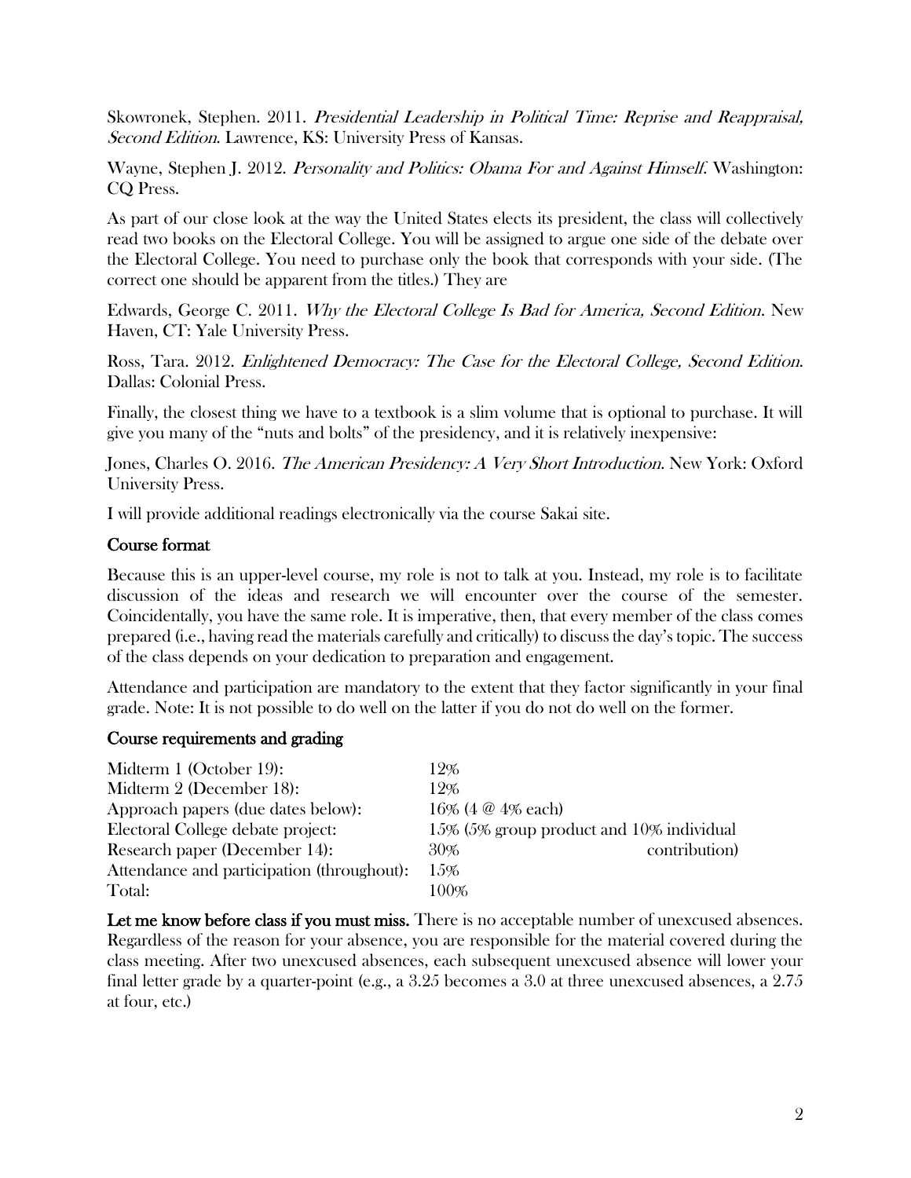Skowronek, Stephen. 2011. *Presidential Leadership in Political Time: Reprise and Reappraisal, Second Edition*. Lawrence, KS: University Press of Kansas.

Wayne, Stephen J. 2012. *Personality and Politics: Obama For and Against Himself*. Washington: CQ Press.

As part of our close look at the way the United States elects its president, the class will collectively read two books on the Electoral College. You will be assigned to argue one side of the debate over the Electoral College. You need to purchase only the book that corresponds with your side. (The correct one should be apparent from the titles.) They are

Edwards, George C. 2011. *Why the Electoral College Is Bad for America, Second Edition*. New Haven, CT: Yale University Press.

Ross, Tara. 2012. *Enlightened Democracy: The Case for the Electoral College, Second Edition*. Dallas: Colonial Press.

Finally, the closest thing we have to a textbook is a slim volume that is optional to purchase. It will give you many of the "nuts and bolts" of the presidency, and it is relatively inexpensive:

Jones, Charles O. 2016. *The American Presidency: A Very Short Introduction*. New York: Oxford University Press.

I will provide additional readings electronically via the course Sakai site.

## Course format

Because this is an upper-level course, my role is not to talk at you. Instead, my role is to facilitate discussion of the ideas and research we will encounter over the course of the semester. Coincidentally, you have the same role. It is imperative, then, that every member of the class comes prepared (i.e., having read the materials carefully and critically) to discuss the day's topic. The success of the class depends on your dedication to preparation and engagement.

Attendance and participation are mandatory to the extent that they factor significantly in your final grade. Note: It is not possible to do well on the latter if you do not do well on the former.

## Course requirements and grading

| Requirement | Weight |
| --- | --- |
| Midterm 1 (October 19): | 12% |
| Midterm 2 (December 18): | 12% |
| Approach papers (due dates below): | 16% (4 @ 4% each) |
| Electoral College debate project: | 15% (5% group product and 10% individual contribution) |
| Research paper (December 14): | 30% |
| Attendance and participation (throughout): | 15% |
| Total: | 100% |

**Let me know before class if you must miss.** There is no acceptable number of unexcused absences. Regardless of the reason for your absence, you are responsible for the material covered during the class meeting. After two unexcused absences, each subsequent unexcused absence will lower your final letter grade by a quarter-point (e.g., a 3.25 becomes a 3.0 at three unexcused absences, a 2.75 at four, etc.)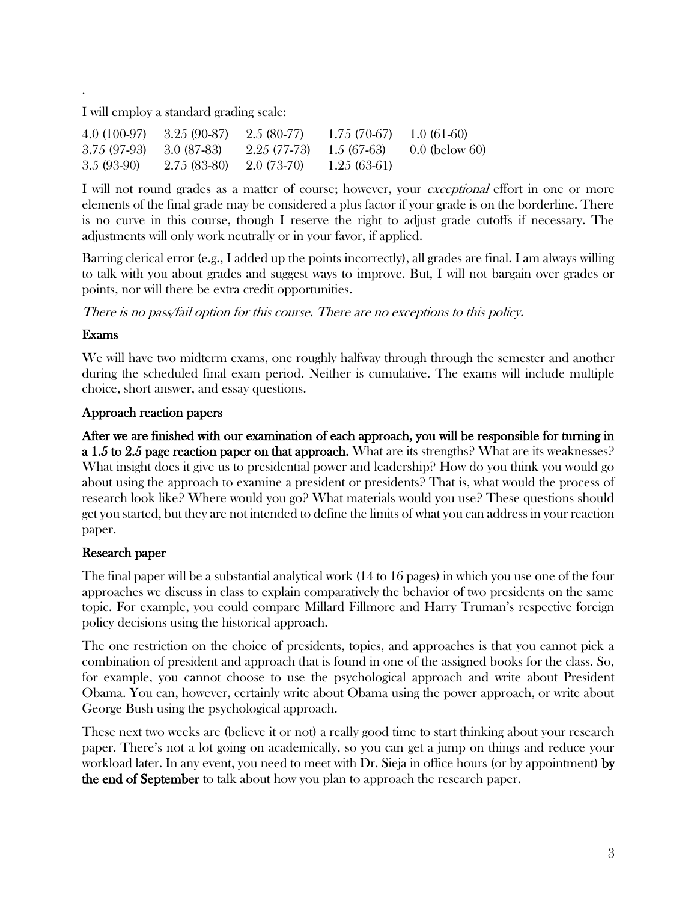.

I will employ a standard grading scale:

| | | | | |
|---|---|---|---|---|
| 4.0 (100-97) | 3.25 (90-87) | 2.5 (80-77) | 1.75 (70-67) | 1.0 (61-60) |
| 3.75 (97-93) | 3.0 (87-83) | 2.25 (77-73) | 1.5 (67-63) | 0.0 (below 60) |
| 3.5 (93-90) | 2.75 (83-80) | 2.0 (73-70) | 1.25 (63-61) | |

I will not round grades as a matter of course; however, your *exceptional* effort in one or more elements of the final grade may be considered a plus factor if your grade is on the borderline. There is no curve in this course, though I reserve the right to adjust grade cutoffs if necessary. The adjustments will only work neutrally or in your favor, if applied.

Barring clerical error (e.g., I added up the points incorrectly), all grades are final. I am always willing to talk with you about grades and suggest ways to improve. But, I will not bargain over grades or points, nor will there be extra credit opportunities.

*There is no pass/fail option for this course. There are no exceptions to this policy.*

## Exams

We will have two midterm exams, one roughly halfway through through the semester and another during the scheduled final exam period. Neither is cumulative. The exams will include multiple choice, short answer, and essay questions.

## Approach reaction papers

**After we are finished with our examination of each approach, you will be responsible for turning in a 1.5 to 2.5 page reaction paper on that approach.** What are its strengths? What are its weaknesses? What insight does it give us to presidential power and leadership? How do you think you would go about using the approach to examine a president or presidents? That is, what would the process of research look like? Where would you go? What materials would you use? These questions should get you started, but they are not intended to define the limits of what you can address in your reaction paper.

## Research paper

The final paper will be a substantial analytical work (14 to 16 pages) in which you use one of the four approaches we discuss in class to explain comparatively the behavior of two presidents on the same topic. For example, you could compare Millard Fillmore and Harry Truman's respective foreign policy decisions using the historical approach.

The one restriction on the choice of presidents, topics, and approaches is that you cannot pick a combination of president and approach that is found in one of the assigned books for the class. So, for example, you cannot choose to use the psychological approach and write about President Obama. You can, however, certainly write about Obama using the power approach, or write about George Bush using the psychological approach.

These next two weeks are (believe it or not) a really good time to start thinking about your research paper. There's not a lot going on academically, so you can get a jump on things and reduce your workload later. In any event, you need to meet with Dr. Sieja in office hours (or by appointment) **by the end of September** to talk about how you plan to approach the research paper.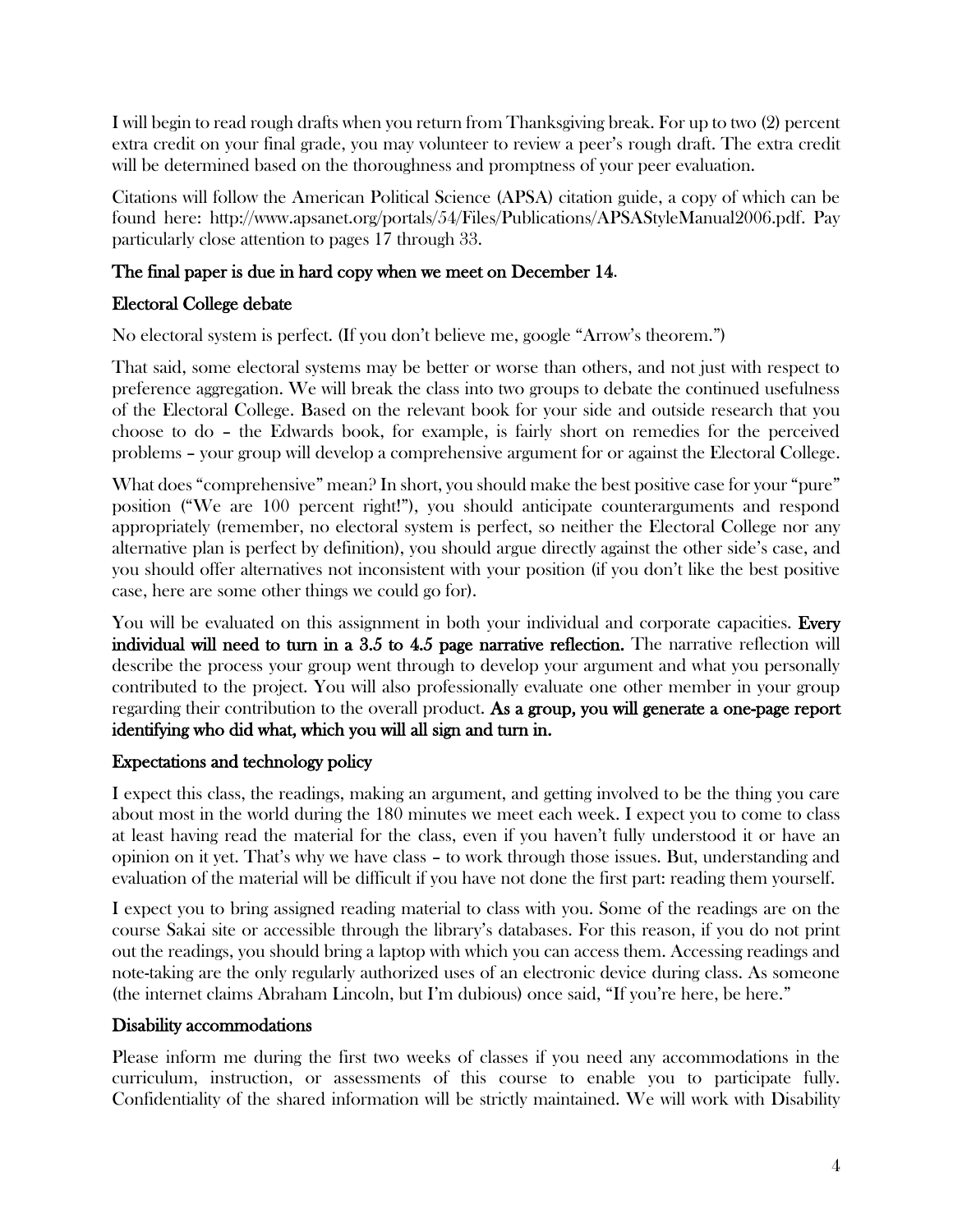I will begin to read rough drafts when you return from Thanksgiving break. For up to two (2) percent extra credit on your final grade, you may volunteer to review a peer's rough draft. The extra credit will be determined based on the thoroughness and promptness of your peer evaluation.

Citations will follow the American Political Science (APSA) citation guide, a copy of which can be found here: http://www.apsanet.org/portals/54/Files/Publications/APSAStyleManual2006.pdf. Pay particularly close attention to pages 17 through 33.

**The final paper is due in hard copy when we meet on December 14**.

### Electoral College debate

No electoral system is perfect. (If you don't believe me, google "Arrow's theorem.")

That said, some electoral systems may be better or worse than others, and not just with respect to preference aggregation. We will break the class into two groups to debate the continued usefulness of the Electoral College. Based on the relevant book for your side and outside research that you choose to do – the Edwards book, for example, is fairly short on remedies for the perceived problems – your group will develop a comprehensive argument for or against the Electoral College.

What does "comprehensive" mean? In short, you should make the best positive case for your "pure" position ("We are 100 percent right!"), you should anticipate counterarguments and respond appropriately (remember, no electoral system is perfect, so neither the Electoral College nor any alternative plan is perfect by definition), you should argue directly against the other side's case, and you should offer alternatives not inconsistent with your position (if you don't like the best positive case, here are some other things we could go for).

You will be evaluated on this assignment in both your individual and corporate capacities. **Every individual will need to turn in a 3.5 to 4.5 page narrative reflection.** The narrative reflection will describe the process your group went through to develop your argument and what you personally contributed to the project. You will also professionally evaluate one other member in your group regarding their contribution to the overall product. **As a group, you will generate a one-page report identifying who did what, which you will all sign and turn in.**

### Expectations and technology policy

I expect this class, the readings, making an argument, and getting involved to be the thing you care about most in the world during the 180 minutes we meet each week. I expect you to come to class at least having read the material for the class, even if you haven't fully understood it or have an opinion on it yet. That's why we have class – to work through those issues. But, understanding and evaluation of the material will be difficult if you have not done the first part: reading them yourself.

I expect you to bring assigned reading material to class with you. Some of the readings are on the course Sakai site or accessible through the library's databases. For this reason, if you do not print out the readings, you should bring a laptop with which you can access them. Accessing readings and note-taking are the only regularly authorized uses of an electronic device during class. As someone (the internet claims Abraham Lincoln, but I'm dubious) once said, "If you're here, be here."

### Disability accommodations

Please inform me during the first two weeks of classes if you need any accommodations in the curriculum, instruction, or assessments of this course to enable you to participate fully. Confidentiality of the shared information will be strictly maintained. We will work with Disability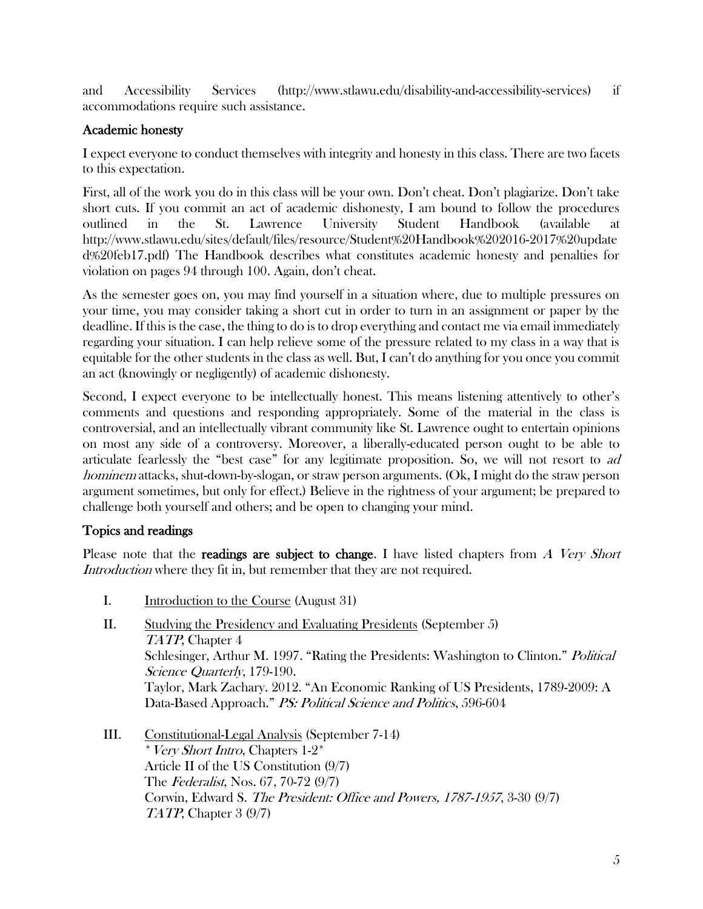and Accessibility Services (http://www.stlawu.edu/disability-and-accessibility-services) if accommodations require such assistance.

## Academic honesty

I expect everyone to conduct themselves with integrity and honesty in this class. There are two facets to this expectation.

First, all of the work you do in this class will be your own. Don't cheat. Don't plagiarize. Don't take short cuts. If you commit an act of academic dishonesty, I am bound to follow the procedures outlined in the St. Lawrence University Student Handbook (available at http://www.stlawu.edu/sites/default/files/resource/Student%20Handbook%202016-2017%20updated%20feb17.pdf) The Handbook describes what constitutes academic honesty and penalties for violation on pages 94 through 100. Again, don't cheat.

As the semester goes on, you may find yourself in a situation where, due to multiple pressures on your time, you may consider taking a short cut in order to turn in an assignment or paper by the deadline. If this is the case, the thing to do is to drop everything and contact me via email immediately regarding your situation. I can help relieve some of the pressure related to my class in a way that is equitable for the other students in the class as well. But, I can't do anything for you once you commit an act (knowingly or negligently) of academic dishonesty.

Second, I expect everyone to be intellectually honest. This means listening attentively to other's comments and questions and responding appropriately. Some of the material in the class is controversial, and an intellectually vibrant community like St. Lawrence ought to entertain opinions on most any side of a controversy. Moreover, a liberally-educated person ought to be able to articulate fearlessly the "best case" for any legitimate proposition. So, we will not resort to *ad hominem* attacks, shut-down-by-slogan, or straw person arguments. (Ok, I might do the straw person argument sometimes, but only for effect.) Believe in the rightness of your argument; be prepared to challenge both yourself and others; and be open to changing your mind.

## Topics and readings

Please note that the **readings are subject to change**. I have listed chapters from *A Very Short Introduction* where they fit in, but remember that they are not required.

I. Introduction to the Course (August 31)

II. Studying the Presidency and Evaluating Presidents (September 5)
*TATP*, Chapter 4
Schlesinger, Arthur M. 1997. "Rating the Presidents: Washington to Clinton." *Political Science Quarterly*, 179-190.
Taylor, Mark Zachary. 2012. "An Economic Ranking of US Presidents, 1789-2009: A Data-Based Approach." *PS: Political Science and Politics*, 596-604

III. Constitutional-Legal Analysis (September 7-14)
* *Very Short Intro*, Chapters 1-2*
Article II of the US Constitution (9/7)
The *Federalist*, Nos. 67, 70-72 (9/7)
Corwin, Edward S. *The President: Office and Powers, 1787-1957*, 3-30 (9/7)
*TATP*, Chapter 3 (9/7)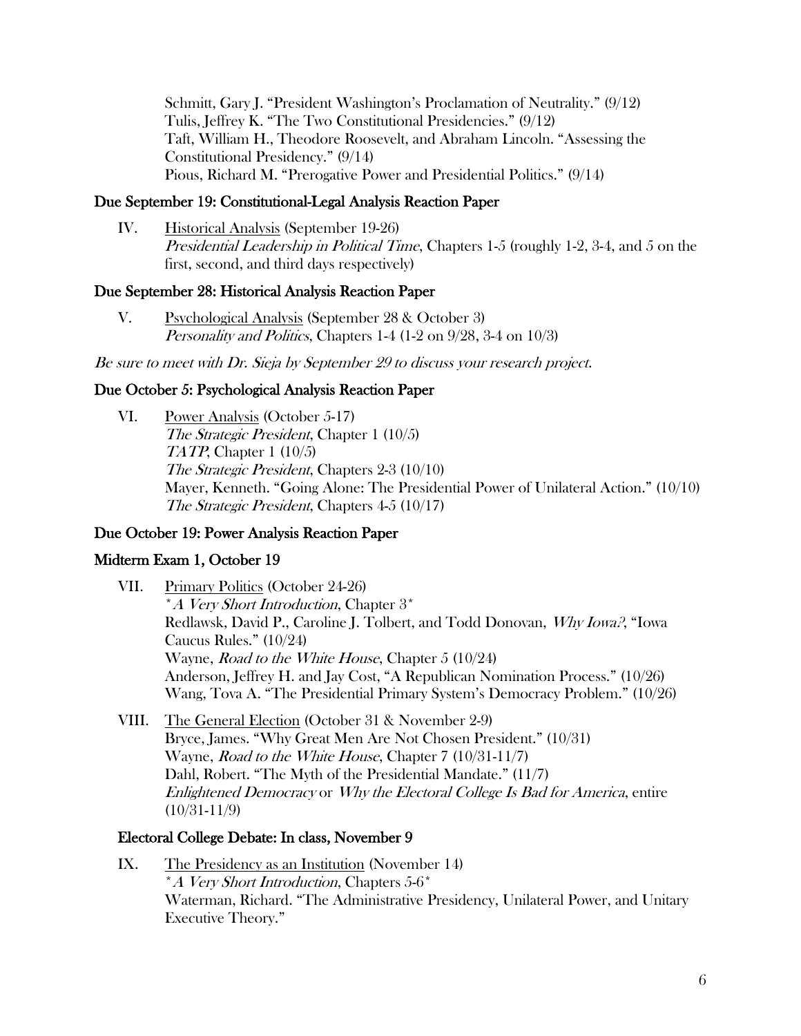Schmitt, Gary J. "President Washington's Proclamation of Neutrality." (9/12)
Tulis, Jeffrey K. "The Two Constitutional Presidencies." (9/12)
Taft, William H., Theodore Roosevelt, and Abraham Lincoln. "Assessing the Constitutional Presidency." (9/14)
Pious, Richard M. "Prerogative Power and Presidential Politics." (9/14)

### Due September 19: Constitutional-Legal Analysis Reaction Paper

IV. Historical Analysis (September 19-26)
*Presidential Leadership in Political Time*, Chapters 1-5 (roughly 1-2, 3-4, and 5 on the first, second, and third days respectively)

### Due September 28: Historical Analysis Reaction Paper

V. Psychological Analysis (September 28 & October 3)
*Personality and Politics*, Chapters 1-4 (1-2 on 9/28, 3-4 on 10/3)

*Be sure to meet with Dr. Sieja by September 29 to discuss your research project.*

### Due October 5: Psychological Analysis Reaction Paper

VI. Power Analysis (October 5-17)
*The Strategic President*, Chapter 1 (10/5)
*TATP*, Chapter 1 (10/5)
*The Strategic President*, Chapters 2-3 (10/10)
Mayer, Kenneth. "Going Alone: The Presidential Power of Unilateral Action." (10/10)
*The Strategic President*, Chapters 4-5 (10/17)

### Due October 19: Power Analysis Reaction Paper

### Midterm Exam 1, October 19

VII. Primary Politics (October 24-26)
\**A Very Short Introduction*, Chapter 3\*
Redlawsk, David P., Caroline J. Tolbert, and Todd Donovan, *Why Iowa?*, "Iowa Caucus Rules." (10/24)
Wayne, *Road to the White House*, Chapter 5 (10/24)
Anderson, Jeffrey H. and Jay Cost, "A Republican Nomination Process." (10/26)
Wang, Tova A. "The Presidential Primary System's Democracy Problem." (10/26)

VIII. The General Election (October 31 & November 2-9)
Bryce, James. "Why Great Men Are Not Chosen President." (10/31)
Wayne, *Road to the White House*, Chapter 7 (10/31-11/7)
Dahl, Robert. "The Myth of the Presidential Mandate." (11/7)
*Enlightened Democracy* or *Why the Electoral College Is Bad for America*, entire (10/31-11/9)

### Electoral College Debate: In class, November 9

IX. The Presidency as an Institution (November 14)
\**A Very Short Introduction*, Chapters 5-6\*
Waterman, Richard. "The Administrative Presidency, Unilateral Power, and Unitary Executive Theory."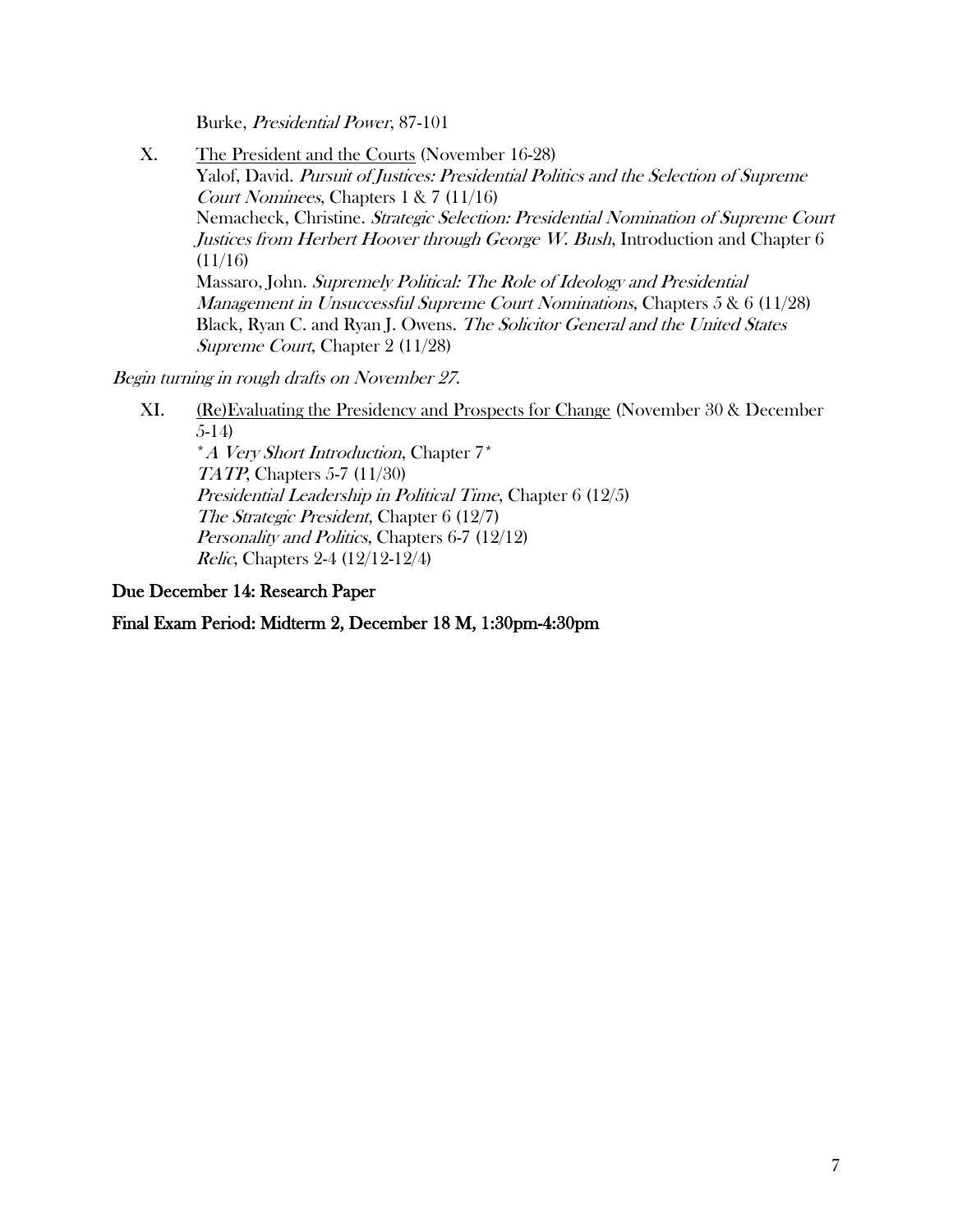Burke, *Presidential Power*, 87-101

X. <u>The President and the Courts</u> (November 16-28)
   Yalof, David. *Pursuit of Justices: Presidential Politics and the Selection of Supreme Court Nominees*, Chapters 1 & 7 (11/16)
   Nemacheck, Christine. *Strategic Selection: Presidential Nomination of Supreme Court Justices from Herbert Hoover through George W. Bush*, Introduction and Chapter 6 (11/16)
   Massaro, John. *Supremely Political: The Role of Ideology and Presidential Management in Unsuccessful Supreme Court Nominations*, Chapters 5 & 6 (11/28)
   Black, Ryan C. and Ryan J. Owens. *The Solicitor General and the United States Supreme Court*, Chapter 2 (11/28)

*Begin turning in rough drafts on November 27.*

XI. <u>(Re)Evaluating the Presidency and Prospects for Change</u> (November 30 & December 5-14)
   **A Very Short Introduction*, Chapter 7*
   *TATP*, Chapters 5-7 (11/30)
   *Presidential Leadership in Political Time*, Chapter 6 (12/5)
   *The Strategic President*, Chapter 6 (12/7)
   *Personality and Politics*, Chapters 6-7 (12/12)
   *Relic*, Chapters 2-4 (12/12-12/4)

**Due December 14: Research Paper**

**Final Exam Period: Midterm 2, December 18 M, 1:30pm-4:30pm**